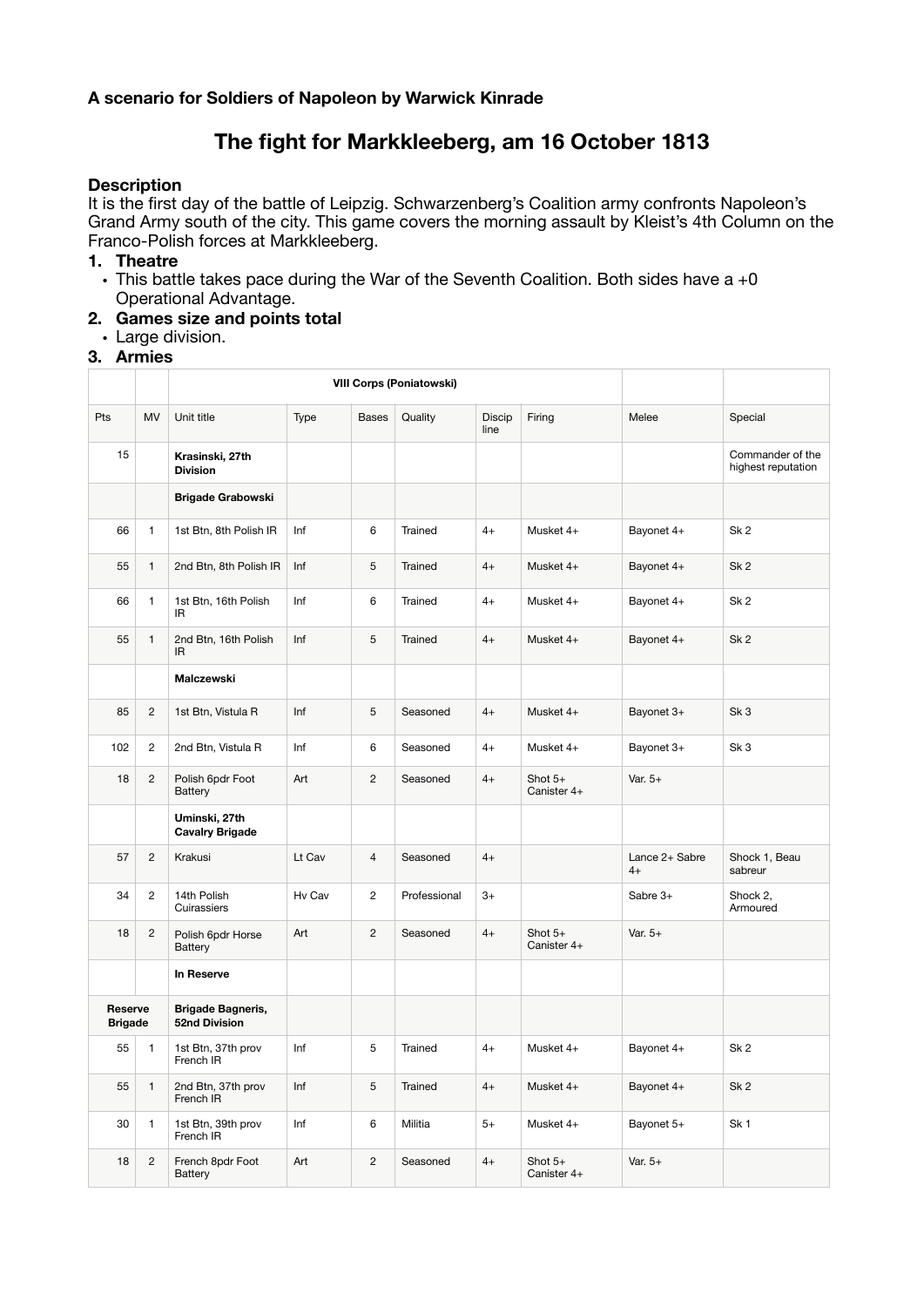**A scenario for Soldiers of Napoleon by Warwick Kinrade**

# The fight for Markkleeberg, am 16 October 1813

**Description**

It is the first day of the battle of Leipzig. Schwarzenberg's Coalition army confronts Napoleon's Grand Army south of the city. This game covers the morning assault by Kleist's 4th Column on the Franco-Polish forces at Markkleeberg.

1. **Theatre**
   - This battle takes pace during the War of the Seventh Coalition. Both sides have a +0 Operational Advantage.
2. **Games size and points total**
   - Large division.
3. **Armies**

| | | VIII Corps (Poniatowski) | | | | | | | |
|---|---|---|---|---|---|---|---|---|---|
| Pts | MV | Unit title | Type | Bases | Quality | Discip line | Firing | Melee | Special |
| 15 | | **Krasinski, 27th Division** | | | | | | | Commander of the highest reputation |
| | | **Brigade Grabowski** | | | | | | | |
| 66 | 1 | 1st Btn, 8th Polish IR | Inf | 6 | Trained | 4+ | Musket 4+ | Bayonet 4+ | Sk 2 |
| 55 | 1 | 2nd Btn, 8th Polish IR | Inf | 5 | Trained | 4+ | Musket 4+ | Bayonet 4+ | Sk 2 |
| 66 | 1 | 1st Btn, 16th Polish IR | Inf | 6 | Trained | 4+ | Musket 4+ | Bayonet 4+ | Sk 2 |
| 55 | 1 | 2nd Btn, 16th Polish IR | Inf | 5 | Trained | 4+ | Musket 4+ | Bayonet 4+ | Sk 2 |
| | | **Malczewski** | | | | | | | |
| 85 | 2 | 1st Btn, Vistula R | Inf | 5 | Seasoned | 4+ | Musket 4+ | Bayonet 3+ | Sk 3 |
| 102 | 2 | 2nd Btn, Vistula R | Inf | 6 | Seasoned | 4+ | Musket 4+ | Bayonet 3+ | Sk 3 |
| 18 | 2 | Polish 6pdr Foot Battery | Art | 2 | Seasoned | 4+ | Shot 5+ Canister 4+ | Var. 5+ | |
| | | **Uminski, 27th Cavalry Brigade** | | | | | | | |
| 57 | 2 | Krakusi | Lt Cav | 4 | Seasoned | 4+ | | Lance 2+ Sabre 4+ | Shock 1, Beau sabreur |
| 34 | 2 | 14th Polish Cuirassiers | Hv Cav | 2 | Professional | 3+ | | Sabre 3+ | Shock 2, Armoured |
| 18 | 2 | Polish 6pdr Horse Battery | Art | 2 | Seasoned | 4+ | Shot 5+ Canister 4+ | Var. 5+ | |
| | | **In Reserve** | | | | | | | |
| **Reserve Brigade** | | **Brigade Bagneris, 52nd Division** | | | | | | | |
| 55 | 1 | 1st Btn, 37th prov French IR | Inf | 5 | Trained | 4+ | Musket 4+ | Bayonet 4+ | Sk 2 |
| 55 | 1 | 2nd Btn, 37th prov French IR | Inf | 5 | Trained | 4+ | Musket 4+ | Bayonet 4+ | Sk 2 |
| 30 | 1 | 1st Btn, 39th prov French IR | Inf | 6 | Militia | 5+ | Musket 4+ | Bayonet 5+ | Sk 1 |
| 18 | 2 | French 8pdr Foot Battery | Art | 2 | Seasoned | 4+ | Shot 5+ Canister 4+ | Var. 5+ | |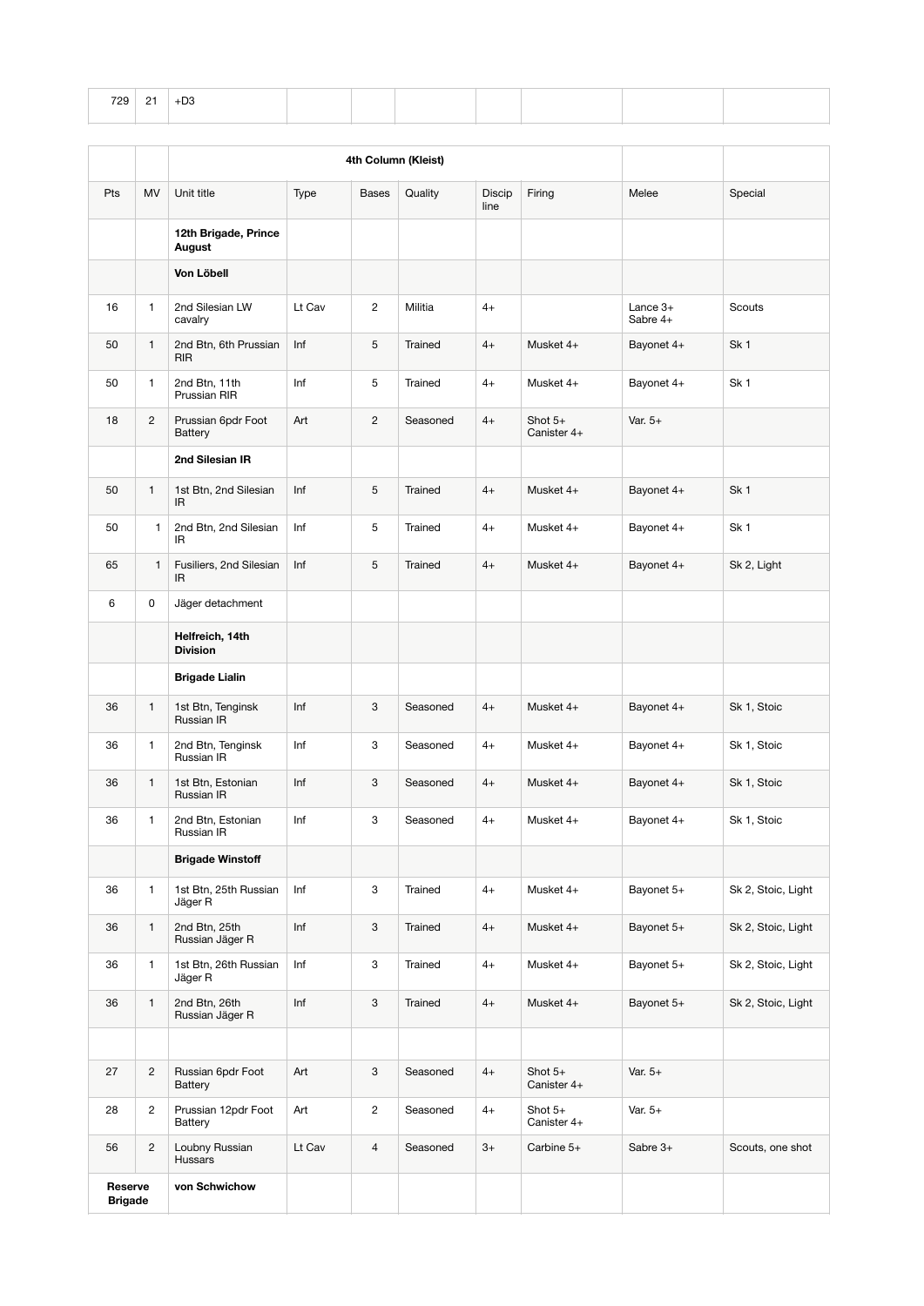| 729 | 21 | +D3 | | | | | | | |
|---|---|---|---|---|---|---|---|---|---|

| | | 4th Column (Kleist) | | | | | | | |
|---|---|---|---|---|---|---|---|---|---|
| Pts | MV | Unit title | Type | Bases | Quality | Discip line | Firing | Melee | Special |
| | | **12th Brigade, Prince August** | | | | | | | |
| | | **Von Löbell** | | | | | | | |
| 16 | 1 | 2nd Silesian LW cavalry | Lt Cav | 2 | Militia | 4+ | | Lance 3+ Sabre 4+ | Scouts |
| 50 | 1 | 2nd Btn, 6th Prussian RIR | Inf | 5 | Trained | 4+ | Musket 4+ | Bayonet 4+ | Sk 1 |
| 50 | 1 | 2nd Btn, 11th Prussian RIR | Inf | 5 | Trained | 4+ | Musket 4+ | Bayonet 4+ | Sk 1 |
| 18 | 2 | Prussian 6pdr Foot Battery | Art | 2 | Seasoned | 4+ | Shot 5+ Canister 4+ | Var. 5+ | |
| | | **2nd Silesian IR** | | | | | | | |
| 50 | 1 | 1st Btn, 2nd Silesian IR | Inf | 5 | Trained | 4+ | Musket 4+ | Bayonet 4+ | Sk 1 |
| 50 | 1 | 2nd Btn, 2nd Silesian IR | Inf | 5 | Trained | 4+ | Musket 4+ | Bayonet 4+ | Sk 1 |
| 65 | 1 | Fusiliers, 2nd Silesian IR | Inf | 5 | Trained | 4+ | Musket 4+ | Bayonet 4+ | Sk 2, Light |
| 6 | 0 | Jäger detachment | | | | | | | |
| | | **Helfreich, 14th Division** | | | | | | | |
| | | **Brigade Lialin** | | | | | | | |
| 36 | 1 | 1st Btn, Tenginsk Russian IR | Inf | 3 | Seasoned | 4+ | Musket 4+ | Bayonet 4+ | Sk 1, Stoic |
| 36 | 1 | 2nd Btn, Tenginsk Russian IR | Inf | 3 | Seasoned | 4+ | Musket 4+ | Bayonet 4+ | Sk 1, Stoic |
| 36 | 1 | 1st Btn, Estonian Russian IR | Inf | 3 | Seasoned | 4+ | Musket 4+ | Bayonet 4+ | Sk 1, Stoic |
| 36 | 1 | 2nd Btn, Estonian Russian IR | Inf | 3 | Seasoned | 4+ | Musket 4+ | Bayonet 4+ | Sk 1, Stoic |
| | | **Brigade Winstoff** | | | | | | | |
| 36 | 1 | 1st Btn, 25th Russian Jäger R | Inf | 3 | Trained | 4+ | Musket 4+ | Bayonet 5+ | Sk 2, Stoic, Light |
| 36 | 1 | 2nd Btn, 25th Russian Jäger R | Inf | 3 | Trained | 4+ | Musket 4+ | Bayonet 5+ | Sk 2, Stoic, Light |
| 36 | 1 | 1st Btn, 26th Russian Jäger R | Inf | 3 | Trained | 4+ | Musket 4+ | Bayonet 5+ | Sk 2, Stoic, Light |
| 36 | 1 | 2nd Btn, 26th Russian Jäger R | Inf | 3 | Trained | 4+ | Musket 4+ | Bayonet 5+ | Sk 2, Stoic, Light |
| | | | | | | | | | |
| 27 | 2 | Russian 6pdr Foot Battery | Art | 3 | Seasoned | 4+ | Shot 5+ Canister 4+ | Var. 5+ | |
| 28 | 2 | Prussian 12pdr Foot Battery | Art | 2 | Seasoned | 4+ | Shot 5+ Canister 4+ | Var. 5+ | |
| 56 | 2 | Loubny Russian Hussars | Lt Cav | 4 | Seasoned | 3+ | Carbine 5+ | Sabre 3+ | Scouts, one shot |
| **Reserve Brigade** | | **von Schwichow** | | | | | | | |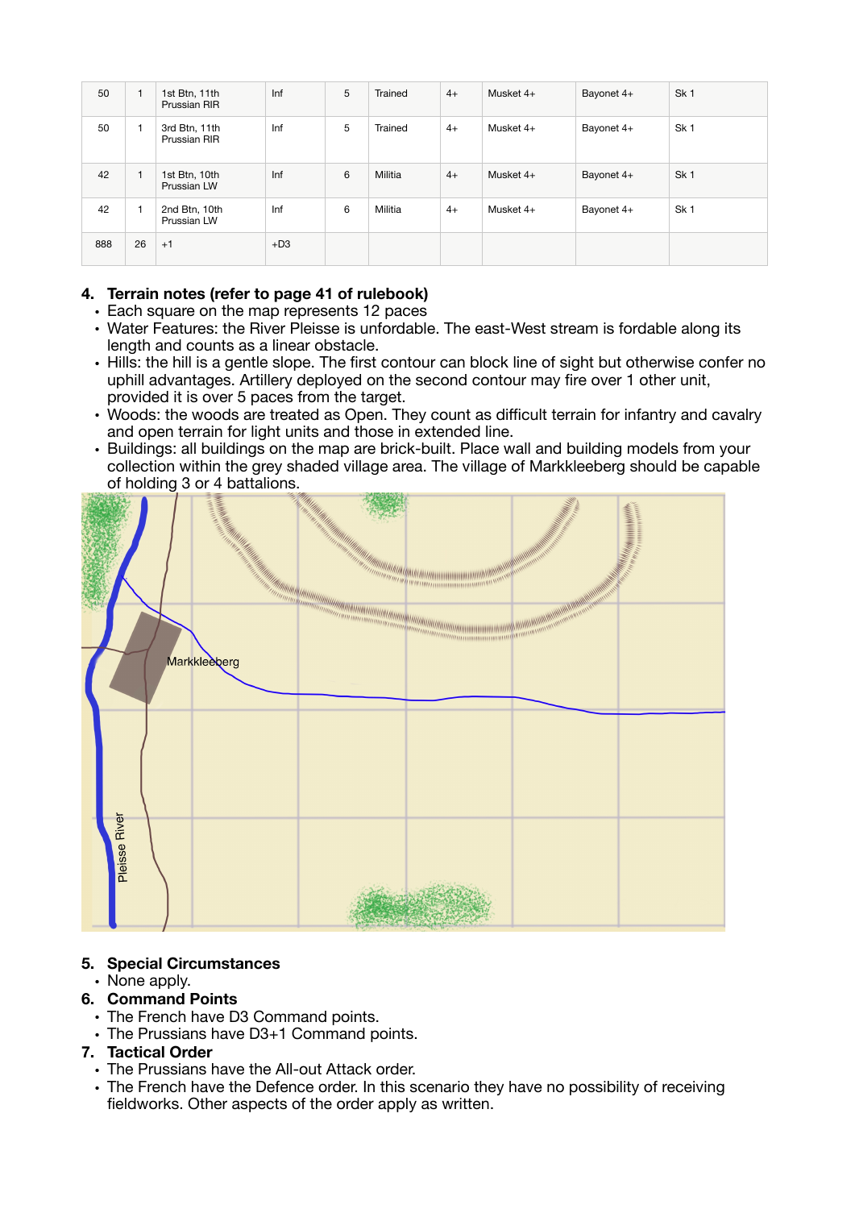| 50 | 1 | 1st Btn, 11th Prussian RIR | Inf | 5 | Trained | 4+ | Musket 4+ | Bayonet 4+ | Sk 1 |
|---|---|---|---|---|---|---|---|---|---|
| 50 | 1 | 3rd Btn, 11th Prussian RIR | Inf | 5 | Trained | 4+ | Musket 4+ | Bayonet 4+ | Sk 1 |
| 42 | 1 | 1st Btn, 10th Prussian LW | Inf | 6 | Militia | 4+ | Musket 4+ | Bayonet 4+ | Sk 1 |
| 42 | 1 | 2nd Btn, 10th Prussian LW | Inf | 6 | Militia | 4+ | Musket 4+ | Bayonet 4+ | Sk 1 |
| 888 | 26 | +1 | +D3 | | | | | | |

4. **Terrain notes (refer to page 41 of rulebook)**
   - Each square on the map represents 12 paces
   - Water Features: the River Pleisse is unfordable. The east-West stream is fordable along its length and counts as a linear obstacle.
   - Hills: the hill is a gentle slope. The first contour can block line of sight but otherwise confer no uphill advantages. Artillery deployed on the second contour may fire over 1 other unit, provided it is over 5 paces from the target.
   - Woods: the woods are treated as Open. They count as difficult terrain for infantry and cavalry and open terrain for light units and those in extended line.
   - Buildings: all buildings on the map are brick-built. Place wall and building models from your collection within the grey shaded village area. The village of Markkleeberg should be capable of holding 3 or 4 battalions.

5. **Special Circumstances**
   - None apply.
6. **Command Points**
   - The French have D3 Command points.
   - The Prussians have D3+1 Command points.
7. **Tactical Order**
   - The Prussians have the All-out Attack order.
   - The French have the Defence order. In this scenario they have no possibility of receiving fieldworks. Other aspects of the order apply as written.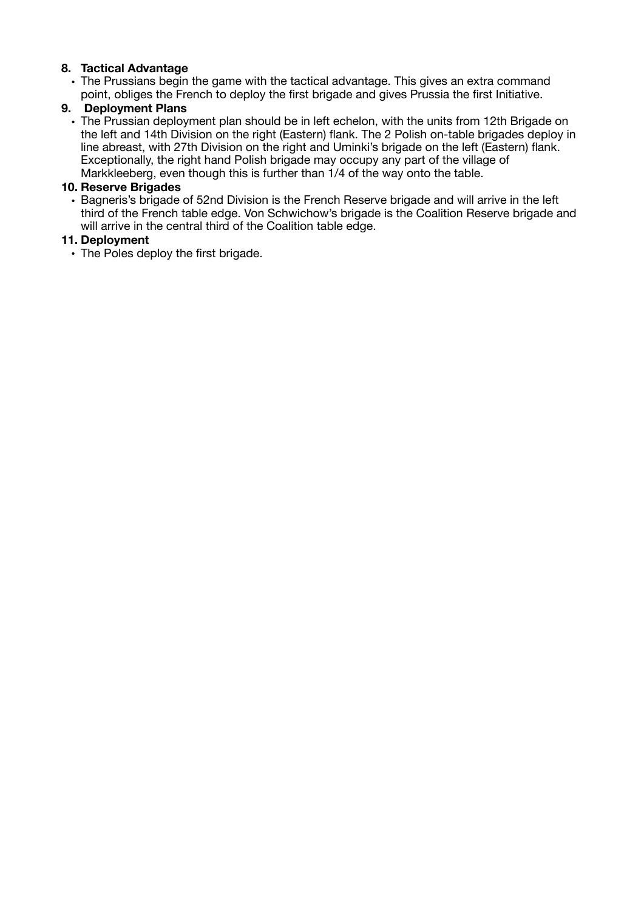**8. Tactical Advantage**

- The Prussians begin the game with the tactical advantage. This gives an extra command point, obliges the French to deploy the first brigade and gives Prussia the first Initiative.

**9. Deployment Plans**

- The Prussian deployment plan should be in left echelon, with the units from 12th Brigade on the left and 14th Division on the right (Eastern) flank. The 2 Polish on-table brigades deploy in line abreast, with 27th Division on the right and Uminki's brigade on the left (Eastern) flank. Exceptionally, the right hand Polish brigade may occupy any part of the village of Markkleeberg, even though this is further than 1/4 of the way onto the table.

**10. Reserve Brigades**

- Bagneris's brigade of 52nd Division is the French Reserve brigade and will arrive in the left third of the French table edge. Von Schwichow's brigade is the Coalition Reserve brigade and will arrive in the central third of the Coalition table edge.

**11. Deployment**

- The Poles deploy the first brigade.